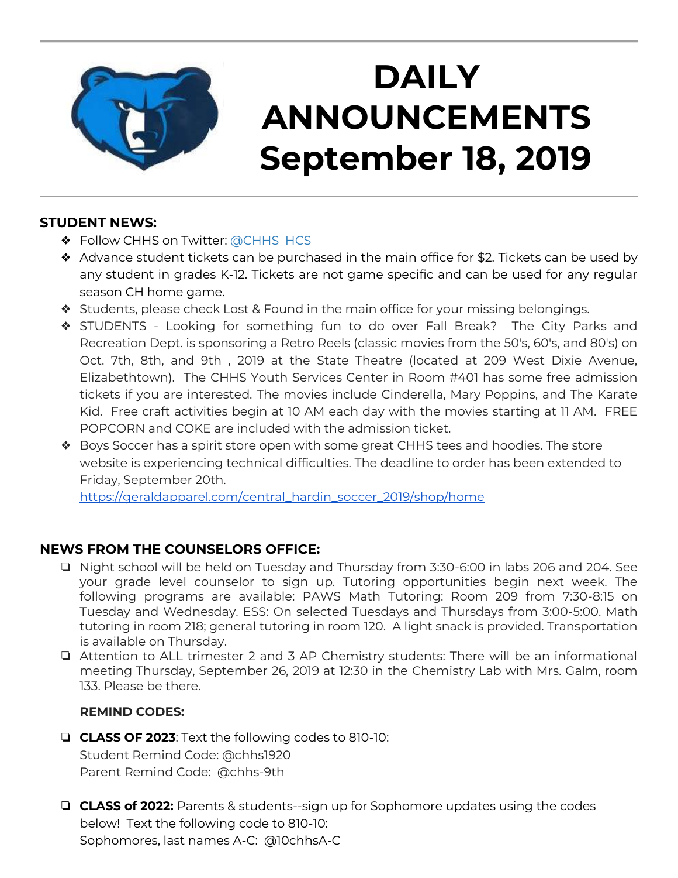# DAILY ANNOUNCEMENTS September 18, 2019

**STUDENT NEWS:**

- Follow CHHS on Twitter: @CHHS_HCS
- Advance student tickets can be purchased in the main office for $2. Tickets can be used by any student in grades K-12. Tickets are not game specific and can be used for any regular season CH home game.
- Students, please check Lost & Found in the main office for your missing belongings.
- STUDENTS - Looking for something fun to do over Fall Break? The City Parks and Recreation Dept. is sponsoring a Retro Reels (classic movies from the 50's, 60's, and 80's) on Oct. 7th, 8th, and 9th , 2019 at the State Theatre (located at 209 West Dixie Avenue, Elizabethtown). The CHHS Youth Services Center in Room #401 has some free admission tickets if you are interested. The movies include Cinderella, Mary Poppins, and The Karate Kid. Free craft activities begin at 10 AM each day with the movies starting at 11 AM. FREE POPCORN and COKE are included with the admission ticket.
- Boys Soccer has a spirit store open with some great CHHS tees and hoodies. The store website is experiencing technical difficulties. The deadline to order has been extended to Friday, September 20th.
  https://geraldapparel.com/central_hardin_soccer_2019/shop/home

**NEWS FROM THE COUNSELORS OFFICE:**

- Night school will be held on Tuesday and Thursday from 3:30-6:00 in labs 206 and 204. See your grade level counselor to sign up. Tutoring opportunities begin next week. The following programs are available: PAWS Math Tutoring: Room 209 from 7:30-8:15 on Tuesday and Wednesday. ESS: On selected Tuesdays and Thursdays from 3:00-5:00. Math tutoring in room 218; general tutoring in room 120. A light snack is provided. Transportation is available on Thursday.
- Attention to ALL trimester 2 and 3 AP Chemistry students: There will be an informational meeting Thursday, September 26, 2019 at 12:30 in the Chemistry Lab with Mrs. Galm, room 133. Please be there.

**REMIND CODES:**

- **CLASS OF 2023**: Text the following codes to 810-10:
  Student Remind Code: @chhs1920
  Parent Remind Code: @chhs-9th

- **CLASS of 2022:** Parents & students--sign up for Sophomore updates using the codes below! Text the following code to 810-10:
  Sophomores, last names A-C: @10chhsA-C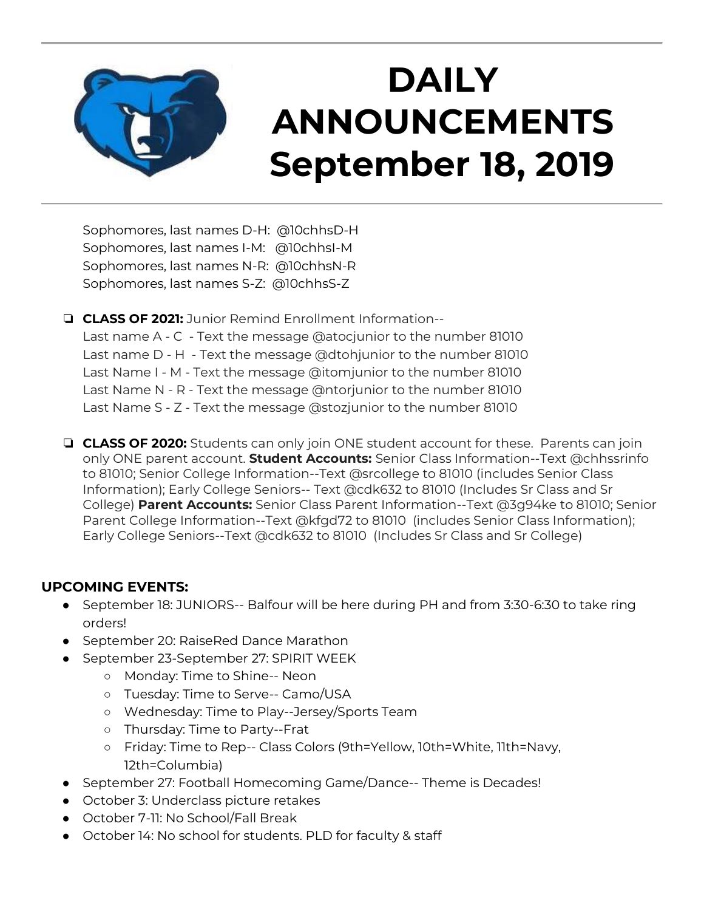# DAILY ANNOUNCEMENTS September 18, 2019

Sophomores, last names D-H: @10chhsD-H
Sophomores, last names I-M: @10chhsI-M
Sophomores, last names N-R: @10chhsN-R
Sophomores, last names S-Z: @10chhsS-Z

- **CLASS OF 2021:** Junior Remind Enrollment Information--
  Last name A - C - Text the message @atocjunior to the number 81010
  Last name D - H - Text the message @dtohjunior to the number 81010
  Last Name I - M - Text the message @itomjunior to the number 81010
  Last Name N - R - Text the message @ntorjunior to the number 81010
  Last Name S - Z - Text the message @stozjunior to the number 81010

- **CLASS OF 2020:** Students can only join ONE student account for these. Parents can join only ONE parent account. **Student Accounts:** Senior Class Information--Text @chhssrinfo to 81010; Senior College Information--Text @srcollege to 81010 (includes Senior Class Information); Early College Seniors-- Text @cdk632 to 81010 (Includes Sr Class and Sr College) **Parent Accounts:** Senior Class Parent Information--Text @3g94ke to 81010; Senior Parent College Information--Text @kfgd72 to 81010 (includes Senior Class Information); Early College Seniors--Text @cdk632 to 81010 (Includes Sr Class and Sr College)

**UPCOMING EVENTS:**

- September 18: JUNIORS-- Balfour will be here during PH and from 3:30-6:30 to take ring orders!
- September 20: RaiseRed Dance Marathon
- September 23-September 27: SPIRIT WEEK
  - Monday: Time to Shine-- Neon
  - Tuesday: Time to Serve-- Camo/USA
  - Wednesday: Time to Play--Jersey/Sports Team
  - Thursday: Time to Party--Frat
  - Friday: Time to Rep-- Class Colors (9th=Yellow, 10th=White, 11th=Navy, 12th=Columbia)
- September 27: Football Homecoming Game/Dance-- Theme is Decades!
- October 3: Underclass picture retakes
- October 7-11: No School/Fall Break
- October 14: No school for students. PLD for faculty & staff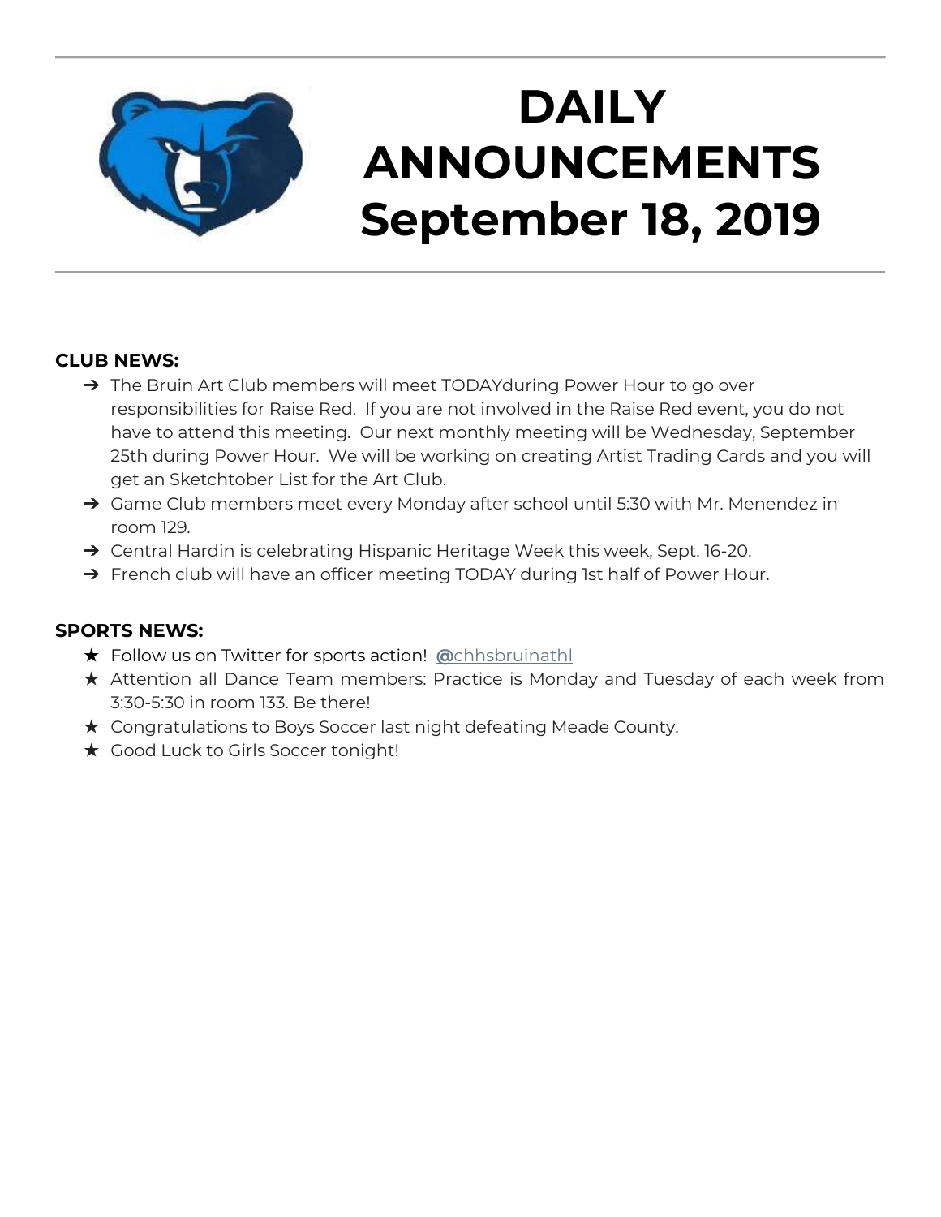# DAILY ANNOUNCEMENTS September 18, 2019

**CLUB NEWS:**

- The Bruin Art Club members will meet TODAYduring Power Hour to go over responsibilities for Raise Red. If you are not involved in the Raise Red event, you do not have to attend this meeting. Our next monthly meeting will be Wednesday, September 25th during Power Hour. We will be working on creating Artist Trading Cards and you will get an Sketchtober List for the Art Club.
- Game Club members meet every Monday after school until 5:30 with Mr. Menendez in room 129.
- Central Hardin is celebrating Hispanic Heritage Week this week, Sept. 16-20.
- French club will have an officer meeting TODAY during 1st half of Power Hour.

**SPORTS NEWS:**

- Follow us on Twitter for sports action! @chhsbruinathl
- Attention all Dance Team members: Practice is Monday and Tuesday of each week from 3:30-5:30 in room 133. Be there!
- Congratulations to Boys Soccer last night defeating Meade County.
- Good Luck to Girls Soccer tonight!